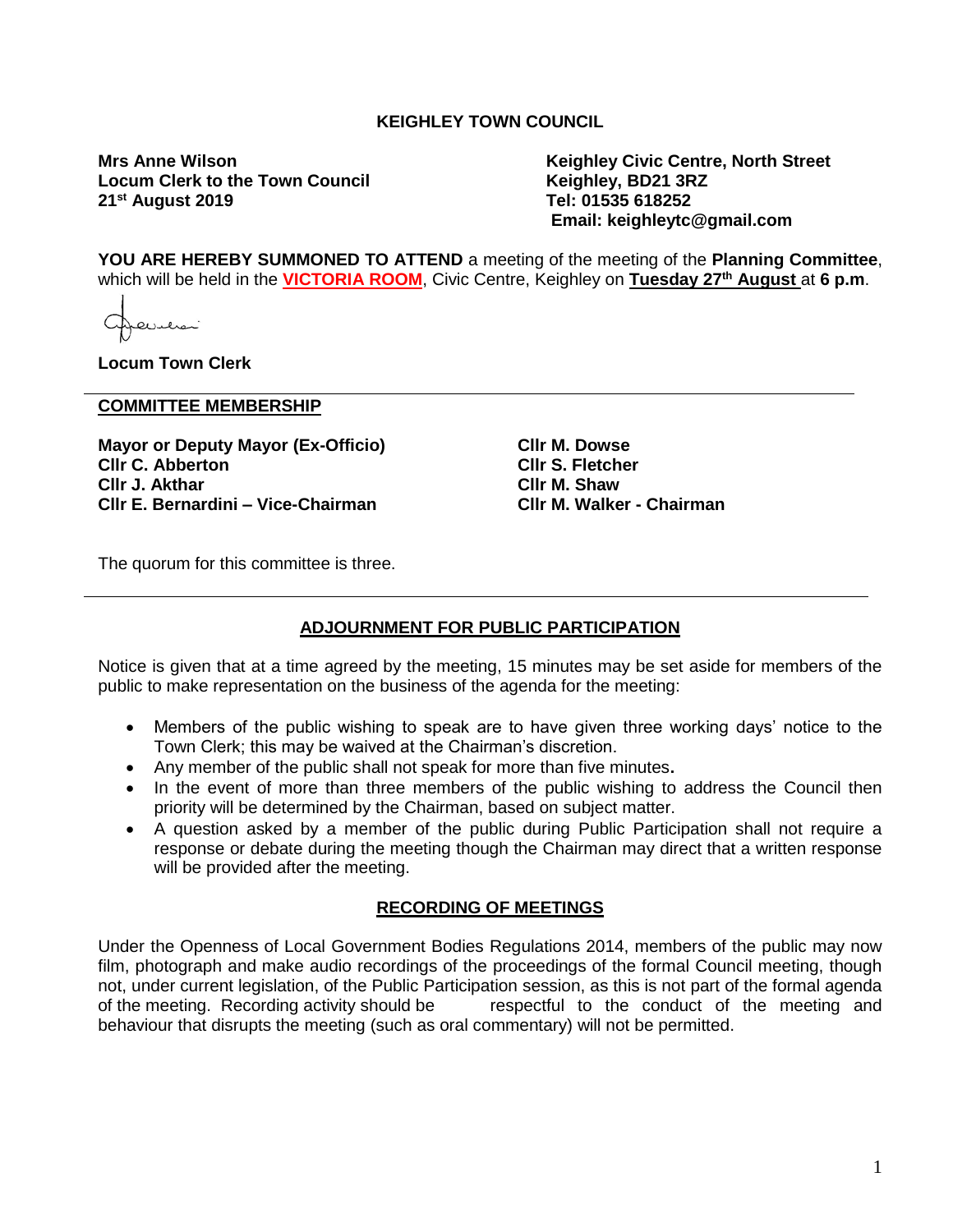**KEIGHLEY TOWN COUNCIL**

**Mrs Anne Wilson**
**Locum Clerk to the Town Council**
**21st August 2019**

**Keighley Civic Centre, North Street**
**Keighley, BD21 3RZ**
**Tel: 01535 618252**
**Email: keighleytc@gmail.com**

**YOU ARE HEREBY SUMMONED TO ATTEND** a meeting of the meeting of the **Planning Committee**, which will be held in the **VICTORIA ROOM**, Civic Centre, Keighley on **Tuesday 27th August** at **6 p.m**.

**Locum Town Clerk**

**COMMITTEE MEMBERSHIP**

**Mayor or Deputy Mayor (Ex-Officio)**
**Cllr C. Abberton**
**Cllr J. Akthar**
**Cllr E. Bernardini – Vice-Chairman**
**Cllr M. Dowse**
**Cllr S. Fletcher**
**Cllr M. Shaw**
**Cllr M. Walker - Chairman**

The quorum for this committee is three.

## ADJOURNMENT FOR PUBLIC PARTICIPATION

Notice is given that at a time agreed by the meeting, 15 minutes may be set aside for members of the public to make representation on the business of the agenda for the meeting:

- Members of the public wishing to speak are to have given three working days' notice to the Town Clerk; this may be waived at the Chairman's discretion.
- Any member of the public shall not speak for more than five minutes.
- In the event of more than three members of the public wishing to address the Council then priority will be determined by the Chairman, based on subject matter.
- A question asked by a member of the public during Public Participation shall not require a response or debate during the meeting though the Chairman may direct that a written response will be provided after the meeting.

## RECORDING OF MEETINGS

Under the Openness of Local Government Bodies Regulations 2014, members of the public may now film, photograph and make audio recordings of the proceedings of the formal Council meeting, though not, under current legislation, of the Public Participation session, as this is not part of the formal agenda of the meeting. Recording activity should be respectful to the conduct of the meeting and behaviour that disrupts the meeting (such as oral commentary) will not be permitted.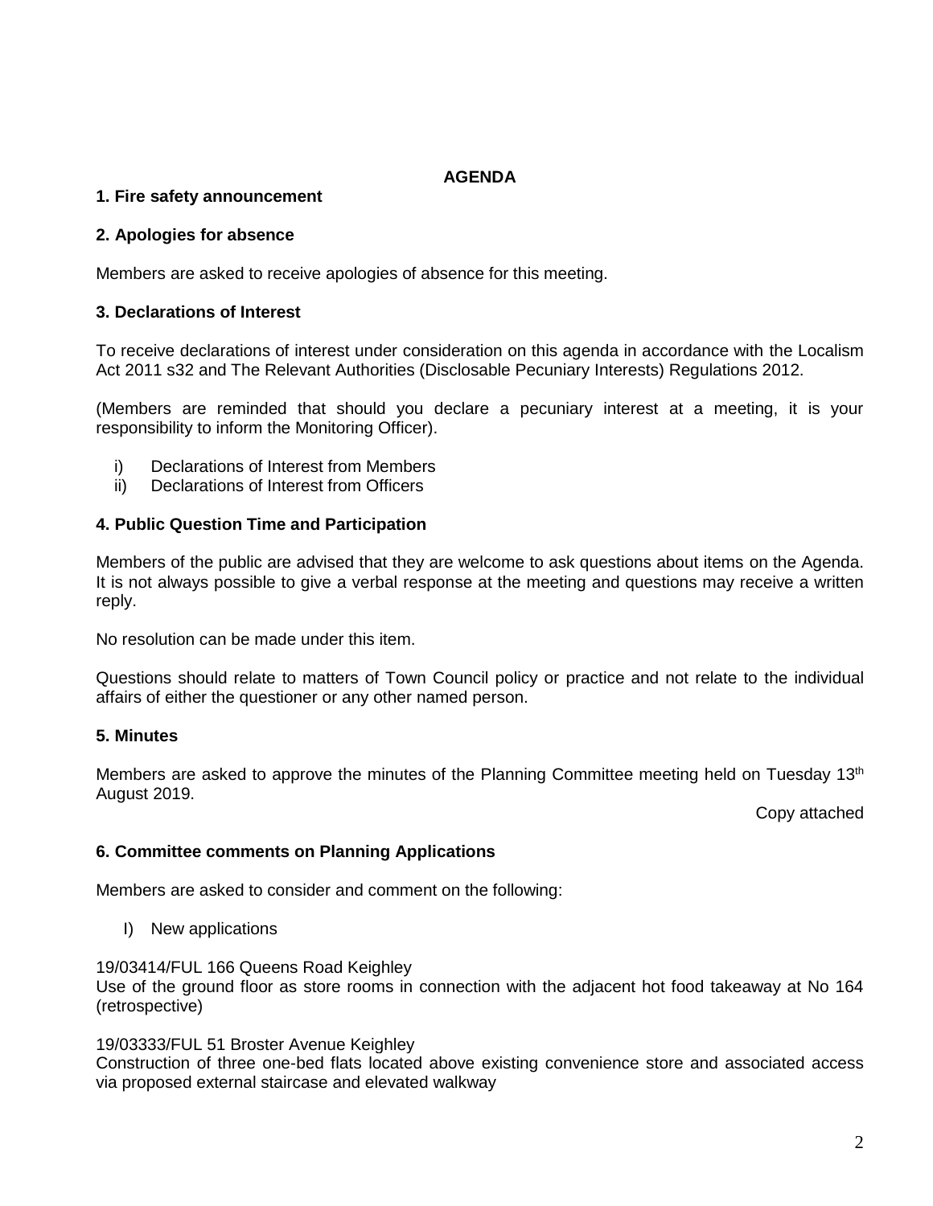## AGENDA

### 1. Fire safety announcement

### 2. Apologies for absence

Members are asked to receive apologies of absence for this meeting.

### 3. Declarations of Interest

To receive declarations of interest under consideration on this agenda in accordance with the Localism Act 2011 s32 and The Relevant Authorities (Disclosable Pecuniary Interests) Regulations 2012.

(Members are reminded that should you declare a pecuniary interest at a meeting, it is your responsibility to inform the Monitoring Officer).

i) Declarations of Interest from Members
ii) Declarations of Interest from Officers

### 4. Public Question Time and Participation

Members of the public are advised that they are welcome to ask questions about items on the Agenda. It is not always possible to give a verbal response at the meeting and questions may receive a written reply.

No resolution can be made under this item.

Questions should relate to matters of Town Council policy or practice and not relate to the individual affairs of either the questioner or any other named person.

### 5. Minutes

Members are asked to approve the minutes of the Planning Committee meeting held on Tuesday 13th August 2019.

Copy attached

### 6. Committee comments on Planning Applications

Members are asked to consider and comment on the following:

I) New applications

19/03414/FUL 166 Queens Road Keighley
Use of the ground floor as store rooms in connection with the adjacent hot food takeaway at No 164 (retrospective)

19/03333/FUL 51 Broster Avenue Keighley
Construction of three one-bed flats located above existing convenience store and associated access via proposed external staircase and elevated walkway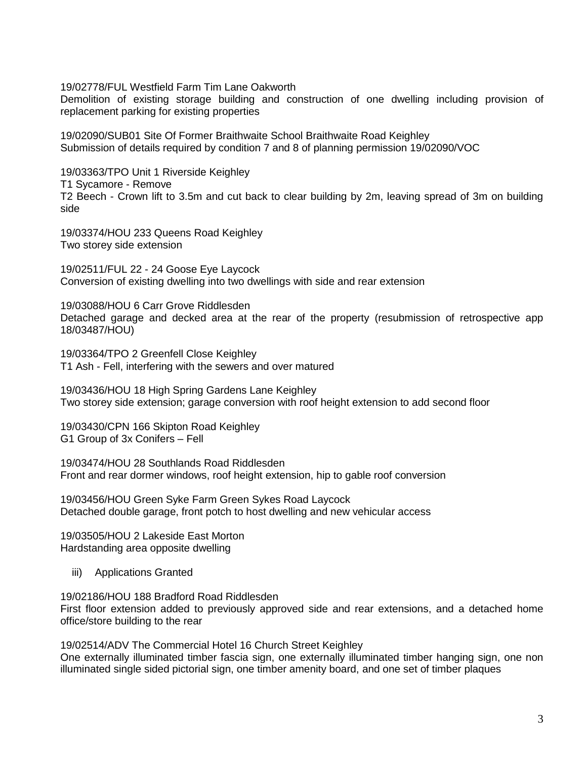19/02778/FUL Westfield Farm Tim Lane Oakworth
Demolition of existing storage building and construction of one dwelling including provision of replacement parking for existing properties

19/02090/SUB01 Site Of Former Braithwaite School Braithwaite Road Keighley
Submission of details required by condition 7 and 8 of planning permission 19/02090/VOC

19/03363/TPO Unit 1 Riverside Keighley
T1 Sycamore - Remove
T2 Beech - Crown lift to 3.5m and cut back to clear building by 2m, leaving spread of 3m on building side

19/03374/HOU 233 Queens Road Keighley
Two storey side extension

19/02511/FUL 22 - 24 Goose Eye Laycock
Conversion of existing dwelling into two dwellings with side and rear extension

19/03088/HOU 6 Carr Grove Riddlesden
Detached garage and decked area at the rear of the property (resubmission of retrospective app 18/03487/HOU)

19/03364/TPO 2 Greenfell Close Keighley
T1 Ash - Fell, interfering with the sewers and over matured

19/03436/HOU 18 High Spring Gardens Lane Keighley
Two storey side extension; garage conversion with roof height extension to add second floor

19/03430/CPN 166 Skipton Road Keighley
G1 Group of 3x Conifers – Fell

19/03474/HOU 28 Southlands Road Riddlesden
Front and rear dormer windows, roof height extension, hip to gable roof conversion

19/03456/HOU Green Syke Farm Green Sykes Road Laycock
Detached double garage, front potch to host dwelling and new vehicular access

19/03505/HOU 2 Lakeside East Morton
Hardstanding area opposite dwelling

iii) Applications Granted

19/02186/HOU 188 Bradford Road Riddlesden
First floor extension added to previously approved side and rear extensions, and a detached home office/store building to the rear

19/02514/ADV The Commercial Hotel 16 Church Street Keighley
One externally illuminated timber fascia sign, one externally illuminated timber hanging sign, one non illuminated single sided pictorial sign, one timber amenity board, and one set of timber plaques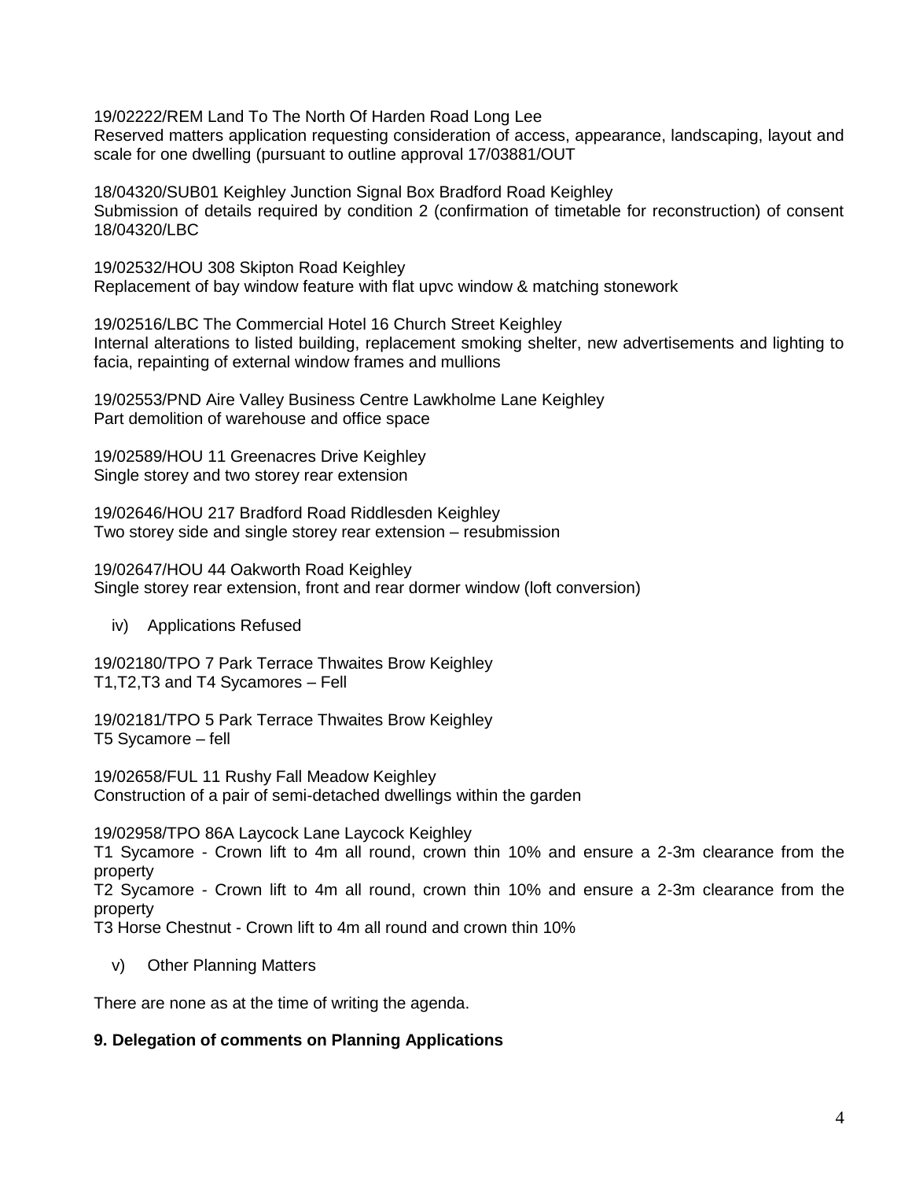19/02222/REM Land To The North Of Harden Road Long Lee
Reserved matters application requesting consideration of access, appearance, landscaping, layout and scale for one dwelling (pursuant to outline approval 17/03881/OUT

18/04320/SUB01 Keighley Junction Signal Box Bradford Road Keighley
Submission of details required by condition 2 (confirmation of timetable for reconstruction) of consent 18/04320/LBC

19/02532/HOU 308 Skipton Road Keighley
Replacement of bay window feature with flat upvc window & matching stonework

19/02516/LBC The Commercial Hotel 16 Church Street Keighley
Internal alterations to listed building, replacement smoking shelter, new advertisements and lighting to facia, repainting of external window frames and mullions

19/02553/PND Aire Valley Business Centre Lawkholme Lane Keighley
Part demolition of warehouse and office space

19/02589/HOU 11 Greenacres Drive Keighley
Single storey and two storey rear extension

19/02646/HOU 217 Bradford Road Riddlesden Keighley
Two storey side and single storey rear extension – resubmission

19/02647/HOU 44 Oakworth Road Keighley
Single storey rear extension, front and rear dormer window (loft conversion)

iv) Applications Refused

19/02180/TPO 7 Park Terrace Thwaites Brow Keighley
T1,T2,T3 and T4 Sycamores – Fell

19/02181/TPO 5 Park Terrace Thwaites Brow Keighley
T5 Sycamore – fell

19/02658/FUL 11 Rushy Fall Meadow Keighley
Construction of a pair of semi-detached dwellings within the garden

19/02958/TPO 86A Laycock Lane Laycock Keighley
T1 Sycamore - Crown lift to 4m all round, crown thin 10% and ensure a 2-3m clearance from the property
T2 Sycamore - Crown lift to 4m all round, crown thin 10% and ensure a 2-3m clearance from the property
T3 Horse Chestnut - Crown lift to 4m all round and crown thin 10%

v) Other Planning Matters

There are none as at the time of writing the agenda.

**9. Delegation of comments on Planning Applications**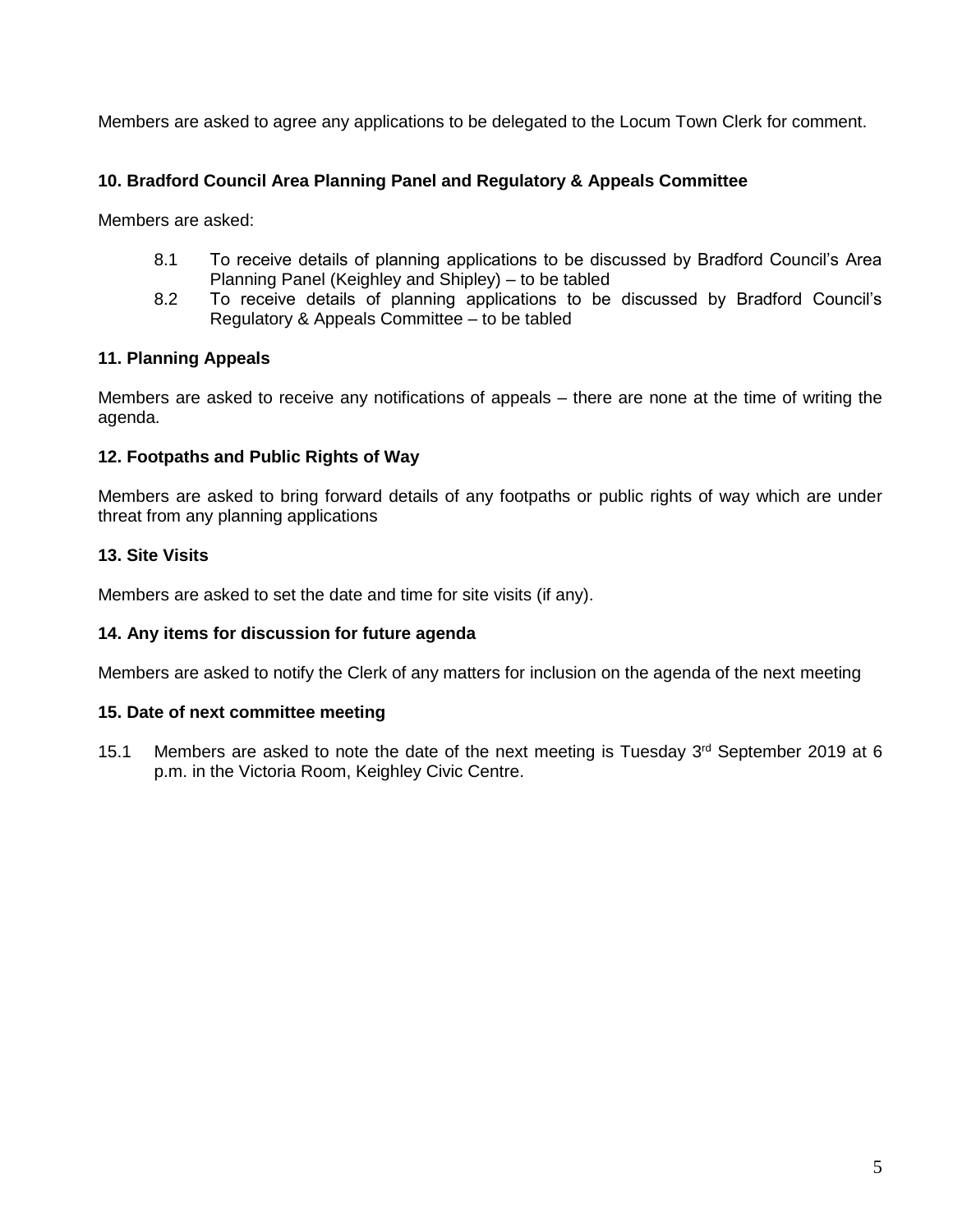Members are asked to agree any applications to be delegated to the Locum Town Clerk for comment.

**10. Bradford Council Area Planning Panel and Regulatory & Appeals Committee**

Members are asked:

8.1 To receive details of planning applications to be discussed by Bradford Council's Area Planning Panel (Keighley and Shipley) – to be tabled

8.2 To receive details of planning applications to be discussed by Bradford Council's Regulatory & Appeals Committee – to be tabled

**11. Planning Appeals**

Members are asked to receive any notifications of appeals – there are none at the time of writing the agenda.

**12. Footpaths and Public Rights of Way**

Members are asked to bring forward details of any footpaths or public rights of way which are under threat from any planning applications

**13. Site Visits**

Members are asked to set the date and time for site visits (if any).

**14. Any items for discussion for future agenda**

Members are asked to notify the Clerk of any matters for inclusion on the agenda of the next meeting

**15. Date of next committee meeting**

15.1 Members are asked to note the date of the next meeting is Tuesday 3rd September 2019 at 6 p.m. in the Victoria Room, Keighley Civic Centre.